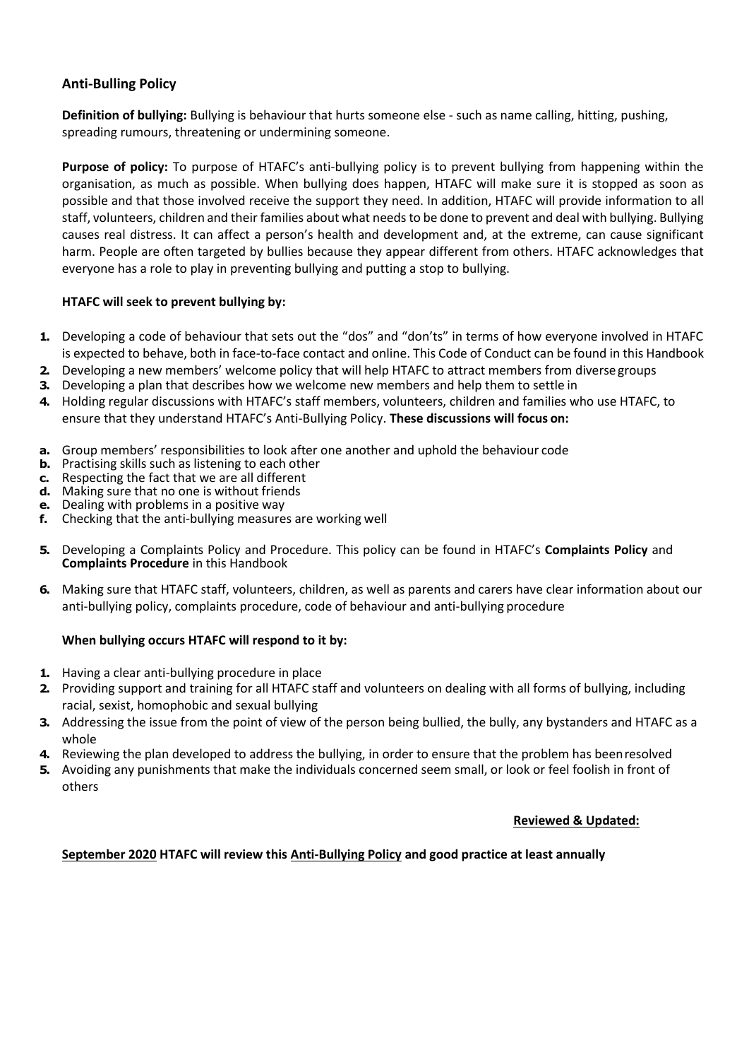## Anti-Bulling Policy

**Definition of bullying:** Bullying is behaviour that hurts someone else - such as name calling, hitting, pushing, spreading rumours, threatening or undermining someone.

**Purpose of policy:** To purpose of HTAFC's anti-bullying policy is to prevent bullying from happening within the organisation, as much as possible. When bullying does happen, HTAFC will make sure it is stopped as soon as possible and that those involved receive the support they need. In addition, HTAFC will provide information to all staff, volunteers, children and their families about what needs to be done to prevent and deal with bullying. Bullying causes real distress. It can affect a person's health and development and, at the extreme, can cause significant harm. People are often targeted by bullies because they appear different from others. HTAFC acknowledges that everyone has a role to play in preventing bullying and putting a stop to bullying.

**HTAFC will seek to prevent bullying by:**

1. Developing a code of behaviour that sets out the "dos" and "don'ts" in terms of how everyone involved in HTAFC is expected to behave, both in face-to-face contact and online. This Code of Conduct can be found in this Handbook
2. Developing a new members' welcome policy that will help HTAFC to attract members from diverse groups
3. Developing a plan that describes how we welcome new members and help them to settle in
4. Holding regular discussions with HTAFC's staff members, volunteers, children and families who use HTAFC, to ensure that they understand HTAFC's Anti-Bullying Policy. **These discussions will focus on:**

   a. Group members' responsibilities to look after one another and uphold the behaviour code
   b. Practising skills such as listening to each other
   c. Respecting the fact that we are all different
   d. Making sure that no one is without friends
   e. Dealing with problems in a positive way
   f. Checking that the anti-bullying measures are working well

5. Developing a Complaints Policy and Procedure. This policy can be found in HTAFC's **Complaints Policy** and **Complaints Procedure** in this Handbook
6. Making sure that HTAFC staff, volunteers, children, as well as parents and carers have clear information about our anti-bullying policy, complaints procedure, code of behaviour and anti-bullying procedure

**When bullying occurs HTAFC will respond to it by:**

1. Having a clear anti-bullying procedure in place
2. Providing support and training for all HTAFC staff and volunteers on dealing with all forms of bullying, including racial, sexist, homophobic and sexual bullying
3. Addressing the issue from the point of view of the person being bullied, the bully, any bystanders and HTAFC as a whole
4. Reviewing the plan developed to address the bullying, in order to ensure that the problem has been resolved
5. Avoiding any punishments that make the individuals concerned seem small, or look or feel foolish in front of others

**Reviewed & Updated:**

**September 2020 HTAFC will review this Anti-Bullying Policy and good practice at least annually**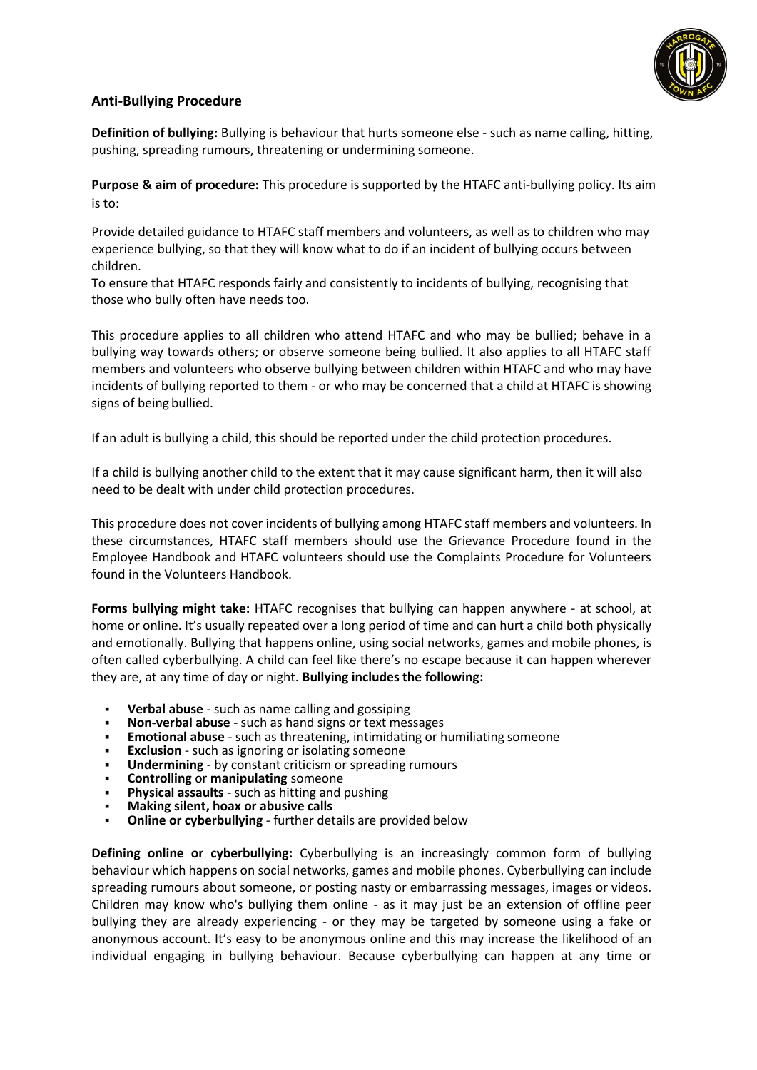## Anti-Bullying Procedure

**Definition of bullying:** Bullying is behaviour that hurts someone else - such as name calling, hitting, pushing, spreading rumours, threatening or undermining someone.

**Purpose & aim of procedure:** This procedure is supported by the HTAFC anti-bullying policy. Its aim is to:

Provide detailed guidance to HTAFC staff members and volunteers, as well as to children who may experience bullying, so that they will know what to do if an incident of bullying occurs between children.
To ensure that HTAFC responds fairly and consistently to incidents of bullying, recognising that those who bully often have needs too.

This procedure applies to all children who attend HTAFC and who may be bullied; behave in a bullying way towards others; or observe someone being bullied. It also applies to all HTAFC staff members and volunteers who observe bullying between children within HTAFC and who may have incidents of bullying reported to them - or who may be concerned that a child at HTAFC is showing signs of being bullied.

If an adult is bullying a child, this should be reported under the child protection procedures.

If a child is bullying another child to the extent that it may cause significant harm, then it will also need to be dealt with under child protection procedures.

This procedure does not cover incidents of bullying among HTAFC staff members and volunteers. In these circumstances, HTAFC staff members should use the Grievance Procedure found in the Employee Handbook and HTAFC volunteers should use the Complaints Procedure for Volunteers found in the Volunteers Handbook.

**Forms bullying might take:** HTAFC recognises that bullying can happen anywhere - at school, at home or online. It's usually repeated over a long period of time and can hurt a child both physically and emotionally. Bullying that happens online, using social networks, games and mobile phones, is often called cyberbullying. A child can feel like there's no escape because it can happen wherever they are, at any time of day or night. **Bullying includes the following:**

- **Verbal abuse** - such as name calling and gossiping
- **Non-verbal abuse** - such as hand signs or text messages
- **Emotional abuse** - such as threatening, intimidating or humiliating someone
- **Exclusion** - such as ignoring or isolating someone
- **Undermining** - by constant criticism or spreading rumours
- **Controlling** or **manipulating** someone
- **Physical assaults** - such as hitting and pushing
- **Making silent, hoax or abusive calls**
- **Online or cyberbullying** - further details are provided below

**Defining online or cyberbullying:** Cyberbullying is an increasingly common form of bullying behaviour which happens on social networks, games and mobile phones. Cyberbullying can include spreading rumours about someone, or posting nasty or embarrassing messages, images or videos. Children may know who's bullying them online - as it may just be an extension of offline peer bullying they are already experiencing - or they may be targeted by someone using a fake or anonymous account. It's easy to be anonymous online and this may increase the likelihood of an individual engaging in bullying behaviour. Because cyberbullying can happen at any time or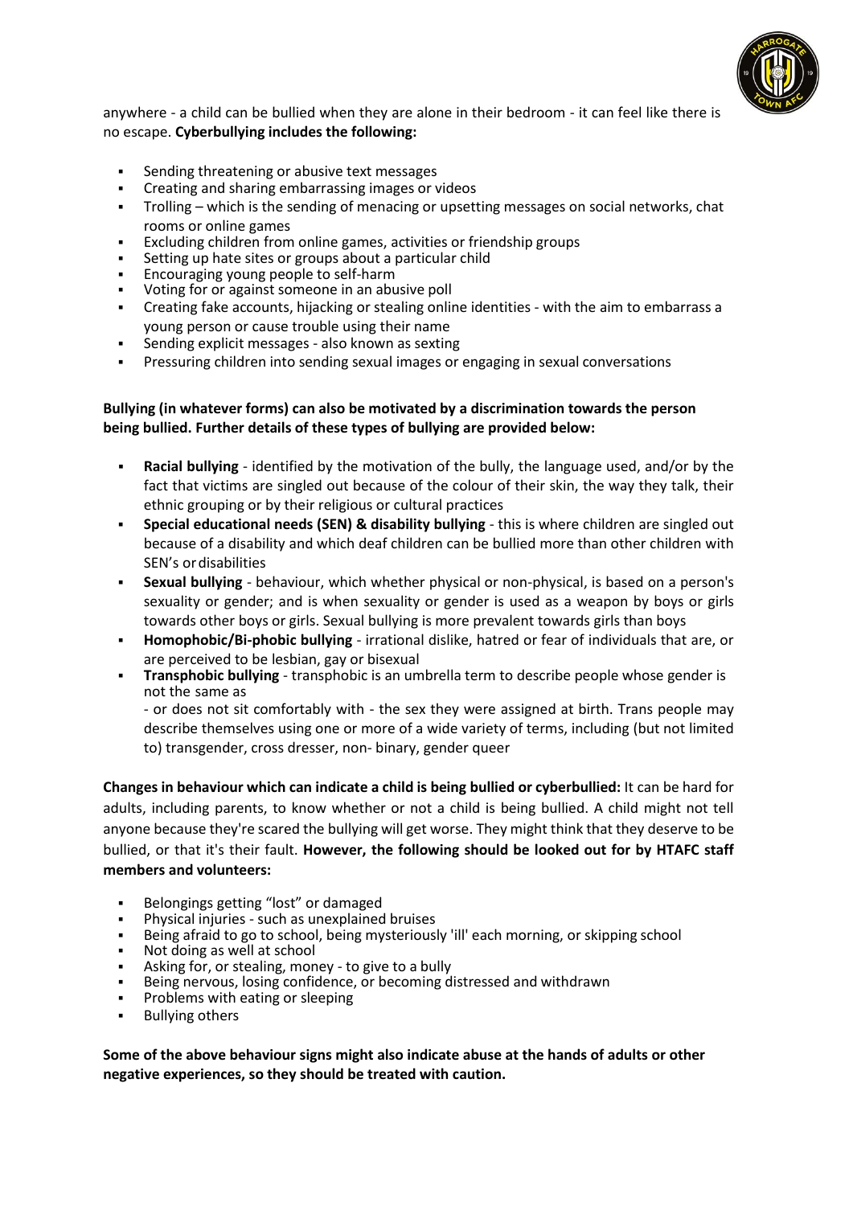anywhere - a child can be bullied when they are alone in their bedroom - it can feel like there is no escape. **Cyberbullying includes the following:**

- Sending threatening or abusive text messages
- Creating and sharing embarrassing images or videos
- Trolling – which is the sending of menacing or upsetting messages on social networks, chat rooms or online games
- Excluding children from online games, activities or friendship groups
- Setting up hate sites or groups about a particular child
- Encouraging young people to self-harm
- Voting for or against someone in an abusive poll
- Creating fake accounts, hijacking or stealing online identities - with the aim to embarrass a young person or cause trouble using their name
- Sending explicit messages - also known as sexting
- Pressuring children into sending sexual images or engaging in sexual conversations

**Bullying (in whatever forms) can also be motivated by a discrimination towards the person being bullied. Further details of these types of bullying are provided below:**

- **Racial bullying** - identified by the motivation of the bully, the language used, and/or by the fact that victims are singled out because of the colour of their skin, the way they talk, their ethnic grouping or by their religious or cultural practices
- **Special educational needs (SEN) & disability bullying** - this is where children are singled out because of a disability and which deaf children can be bullied more than other children with SEN's or disabilities
- **Sexual bullying** - behaviour, which whether physical or non-physical, is based on a person's sexuality or gender; and is when sexuality or gender is used as a weapon by boys or girls towards other boys or girls. Sexual bullying is more prevalent towards girls than boys
- **Homophobic/Bi-phobic bullying** - irrational dislike, hatred or fear of individuals that are, or are perceived to be lesbian, gay or bisexual
- **Transphobic bullying** - transphobic is an umbrella term to describe people whose gender is not the same as
  - or does not sit comfortably with - the sex they were assigned at birth. Trans people may describe themselves using one or more of a wide variety of terms, including (but not limited to) transgender, cross dresser, non- binary, gender queer

**Changes in behaviour which can indicate a child is being bullied or cyberbullied:** It can be hard for adults, including parents, to know whether or not a child is being bullied. A child might not tell anyone because they're scared the bullying will get worse. They might think that they deserve to be bullied, or that it's their fault. **However, the following should be looked out for by HTAFC staff members and volunteers:**

- Belongings getting "lost" or damaged
- Physical injuries - such as unexplained bruises
- Being afraid to go to school, being mysteriously 'ill' each morning, or skipping school
- Not doing as well at school
- Asking for, or stealing, money - to give to a bully
- Being nervous, losing confidence, or becoming distressed and withdrawn
- Problems with eating or sleeping
- Bullying others

**Some of the above behaviour signs might also indicate abuse at the hands of adults or other negative experiences, so they should be treated with caution.**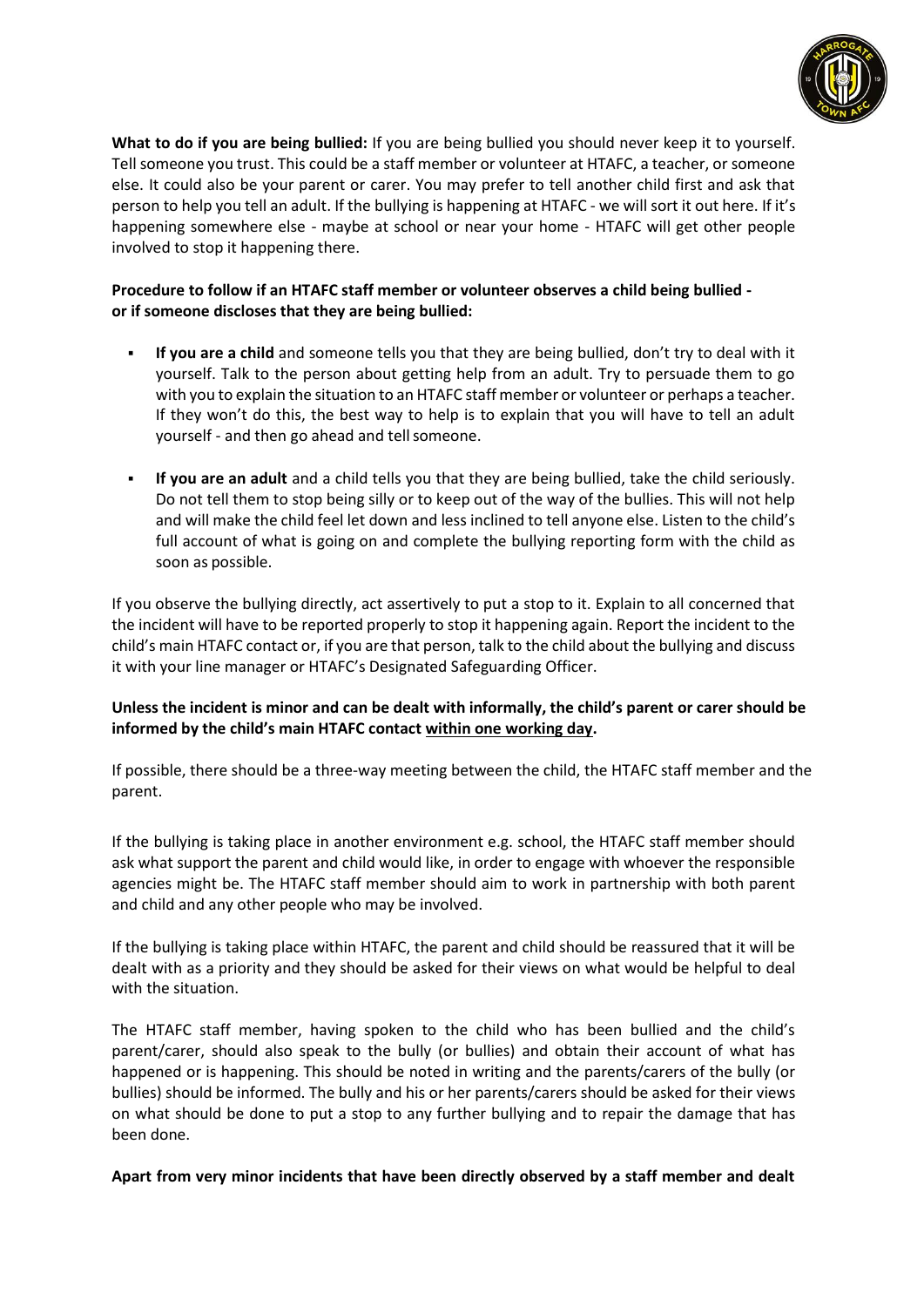**What to do if you are being bullied:** If you are being bullied you should never keep it to yourself. Tell someone you trust. This could be a staff member or volunteer at HTAFC, a teacher, or someone else. It could also be your parent or carer. You may prefer to tell another child first and ask that person to help you tell an adult. If the bullying is happening at HTAFC - we will sort it out here. If it's happening somewhere else - maybe at school or near your home - HTAFC will get other people involved to stop it happening there.

**Procedure to follow if an HTAFC staff member or volunteer observes a child being bullied - or if someone discloses that they are being bullied:**

- **If you are a child** and someone tells you that they are being bullied, don't try to deal with it yourself. Talk to the person about getting help from an adult. Try to persuade them to go with you to explain the situation to an HTAFC staff member or volunteer or perhaps a teacher. If they won't do this, the best way to help is to explain that you will have to tell an adult yourself - and then go ahead and tell someone.
- **If you are an adult** and a child tells you that they are being bullied, take the child seriously. Do not tell them to stop being silly or to keep out of the way of the bullies. This will not help and will make the child feel let down and less inclined to tell anyone else. Listen to the child's full account of what is going on and complete the bullying reporting form with the child as soon as possible.

If you observe the bullying directly, act assertively to put a stop to it. Explain to all concerned that the incident will have to be reported properly to stop it happening again. Report the incident to the child's main HTAFC contact or, if you are that person, talk to the child about the bullying and discuss it with your line manager or HTAFC's Designated Safeguarding Officer.

**Unless the incident is minor and can be dealt with informally, the child's parent or carer should be informed by the child's main HTAFC contact within one working day.**

If possible, there should be a three-way meeting between the child, the HTAFC staff member and the parent.

If the bullying is taking place in another environment e.g. school, the HTAFC staff member should ask what support the parent and child would like, in order to engage with whoever the responsible agencies might be. The HTAFC staff member should aim to work in partnership with both parent and child and any other people who may be involved.

If the bullying is taking place within HTAFC, the parent and child should be reassured that it will be dealt with as a priority and they should be asked for their views on what would be helpful to deal with the situation.

The HTAFC staff member, having spoken to the child who has been bullied and the child's parent/carer, should also speak to the bully (or bullies) and obtain their account of what has happened or is happening. This should be noted in writing and the parents/carers of the bully (or bullies) should be informed. The bully and his or her parents/carers should be asked for their views on what should be done to put a stop to any further bullying and to repair the damage that has been done.

**Apart from very minor incidents that have been directly observed by a staff member and dealt**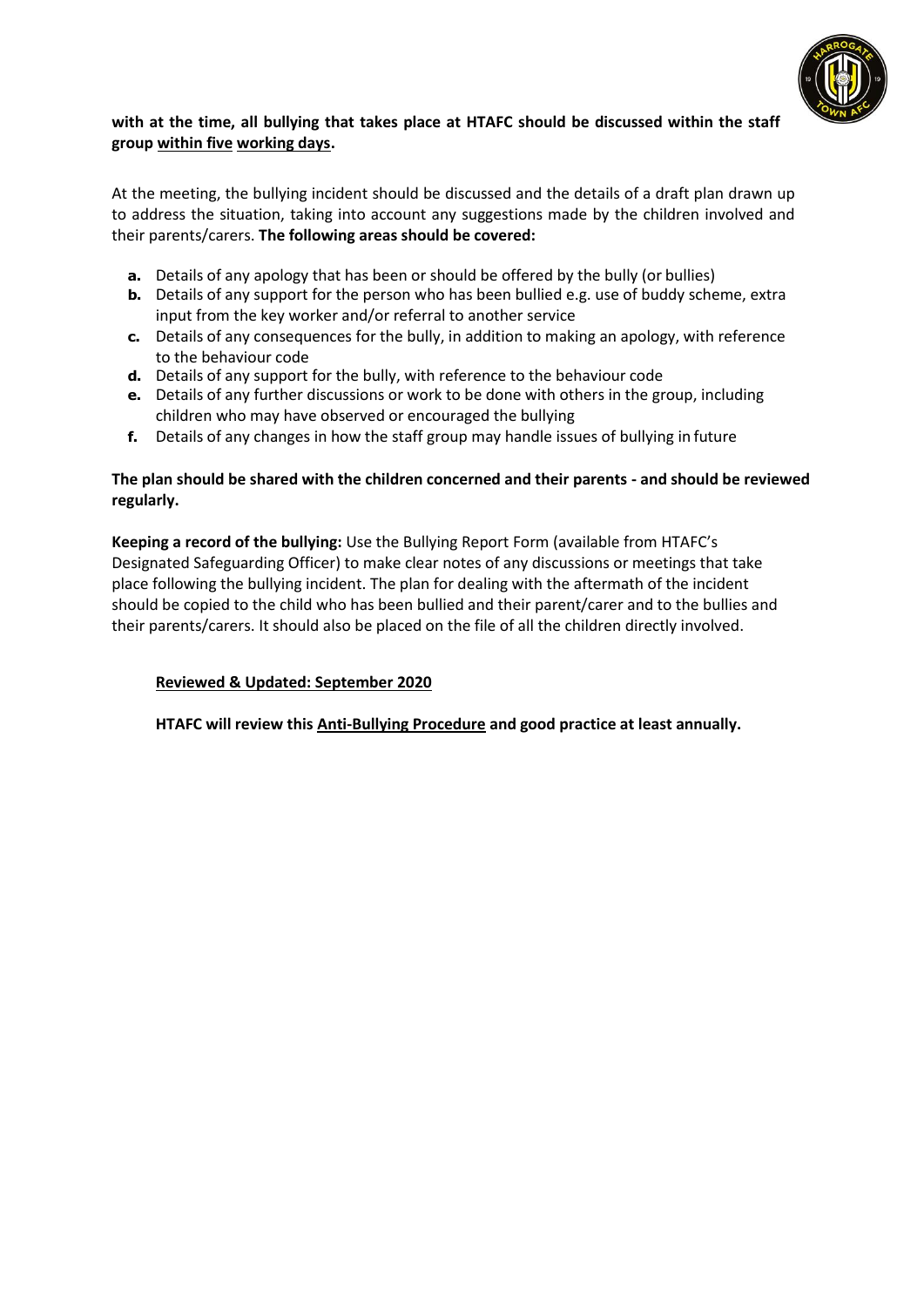**with at the time, all bullying that takes place at HTAFC should be discussed within the staff group within five working days.**

At the meeting, the bullying incident should be discussed and the details of a draft plan drawn up to address the situation, taking into account any suggestions made by the children involved and their parents/carers. **The following areas should be covered:**

- **a.** Details of any apology that has been or should be offered by the bully (or bullies)
- **b.** Details of any support for the person who has been bullied e.g. use of buddy scheme, extra input from the key worker and/or referral to another service
- **c.** Details of any consequences for the bully, in addition to making an apology, with reference to the behaviour code
- **d.** Details of any support for the bully, with reference to the behaviour code
- **e.** Details of any further discussions or work to be done with others in the group, including children who may have observed or encouraged the bullying
- **f.** Details of any changes in how the staff group may handle issues of bullying in future

**The plan should be shared with the children concerned and their parents - and should be reviewed regularly.**

**Keeping a record of the bullying:** Use the Bullying Report Form (available from HTAFC's Designated Safeguarding Officer) to make clear notes of any discussions or meetings that take place following the bullying incident. The plan for dealing with the aftermath of the incident should be copied to the child who has been bullied and their parent/carer and to the bullies and their parents/carers. It should also be placed on the file of all the children directly involved.

**Reviewed & Updated: September 2020**

**HTAFC will review this Anti-Bullying Procedure and good practice at least annually.**